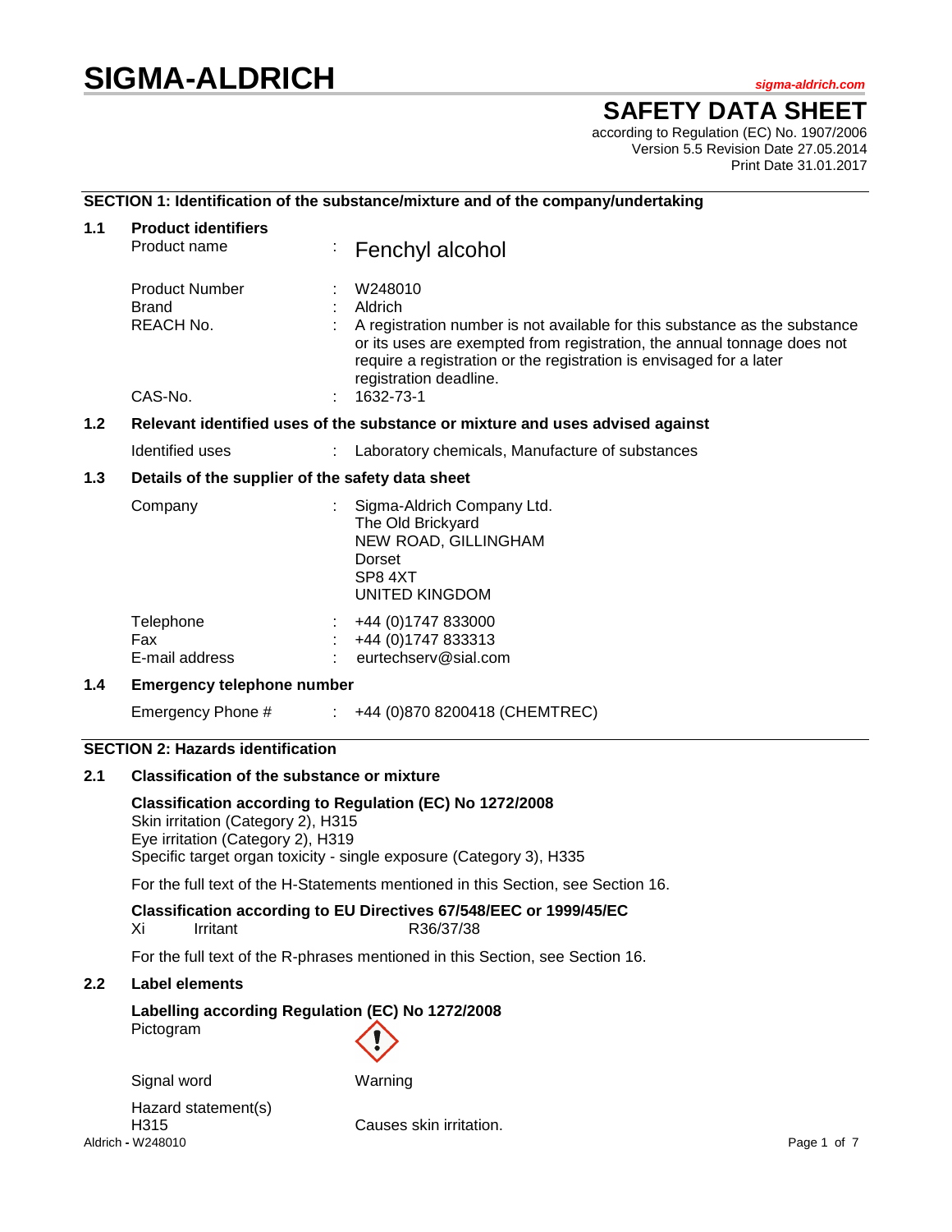# SIGMA-ALDRICH

sigma-aldrich.com

## SAFETY DATA SHEET

according to Regulation (EC) No. 1907/2006
Version 5.5 Revision Date 27.05.2014
Print Date 31.01.2017

## SECTION 1: Identification of the substance/mixture and of the company/undertaking

### 1.1 Product identifiers

| | | |
|---|---|---|
| Product name | : | Fenchyl alcohol |
| Product Number | : | W248010 |
| Brand | : | Aldrich |
| REACH No. | : | A registration number is not available for this substance as the substance or its uses are exempted from registration, the annual tonnage does not require a registration or the registration is envisaged for a later registration deadline. |
| CAS-No. | : | 1632-73-1 |

### 1.2 Relevant identified uses of the substance or mixture and uses advised against

| | | |
|---|---|---|
| Identified uses | : | Laboratory chemicals, Manufacture of substances |

### 1.3 Details of the supplier of the safety data sheet

| | | |
|---|---|---|
| Company | : | Sigma-Aldrich Company Ltd.<br>The Old Brickyard<br>NEW ROAD, GILLINGHAM<br>Dorset<br>SP8 4XT<br>UNITED KINGDOM |
| Telephone | : | +44 (0)1747 833000 |
| Fax | : | +44 (0)1747 833313 |
| E-mail address | : | eurtechserv@sial.com |

### 1.4 Emergency telephone number

| | | |
|---|---|---|
| Emergency Phone # | : | +44 (0)870 8200418 (CHEMTREC) |

## SECTION 2: Hazards identification

### 2.1 Classification of the substance or mixture

**Classification according to Regulation (EC) No 1272/2008**
Skin irritation (Category 2), H315
Eye irritation (Category 2), H319
Specific target organ toxicity - single exposure (Category 3), H335

For the full text of the H-Statements mentioned in this Section, see Section 16.

**Classification according to EU Directives 67/548/EEC or 1999/45/EC**

| | | |
|---|---|---|
| Xi | Irritant | R36/37/38 |

For the full text of the R-phrases mentioned in this Section, see Section 16.

### 2.2 Label elements

**Labelling according Regulation (EC) No 1272/2008**

Pictogram

Signal word: Warning

Hazard statement(s)

| | |
|---|---|
| H315 | Causes skin irritation. |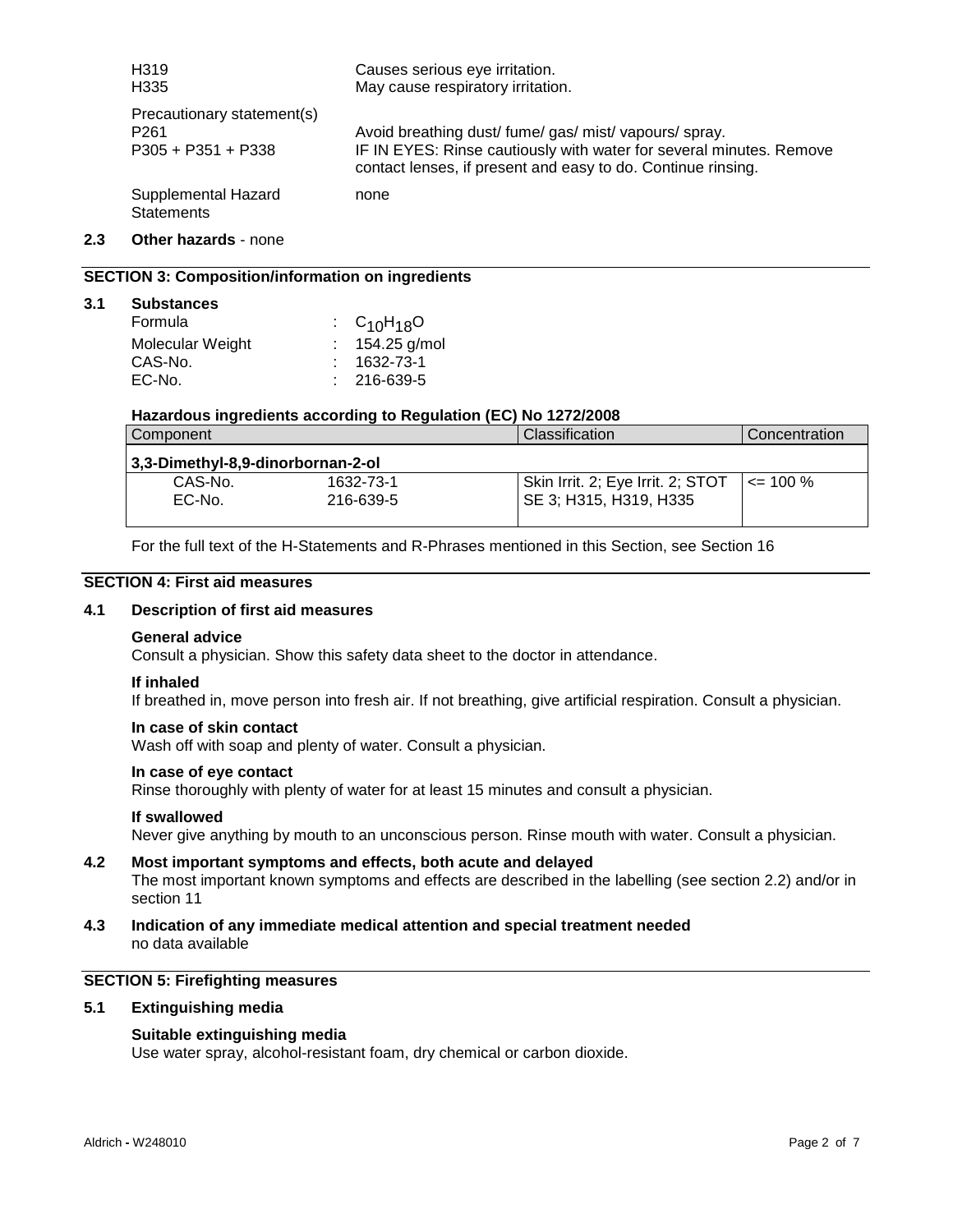| | |
|---|---|
| H319 | Causes serious eye irritation. |
| H335 | May cause respiratory irritation. |
| Precautionary statement(s) | |
| P261 | Avoid breathing dust/ fume/ gas/ mist/ vapours/ spray. |
| P305 + P351 + P338 | IF IN EYES: Rinse cautiously with water for several minutes. Remove contact lenses, if present and easy to do. Continue rinsing. |
| Supplemental Hazard Statements | none |

**2.3 Other hazards** - none

## SECTION 3: Composition/information on ingredients

**3.1 Substances**

| | |
|---|---|
| Formula | : $C_{10}H_{18}O$ |
| Molecular Weight | : 154.25 g/mol |
| CAS-No. | : 1632-73-1 |
| EC-No. | : 216-639-5 |

**Hazardous ingredients according to Regulation (EC) No 1272/2008**

| Component | | Classification | Concentration |
|---|---|---|---|
| **3,3-Dimethyl-8,9-dinorbornan-2-ol** | | | |
| CAS-No. EC-No. | 1632-73-1 216-639-5 | Skin Irrit. 2; Eye Irrit. 2; STOT SE 3; H315, H319, H335 | <= 100 % |

For the full text of the H-Statements and R-Phrases mentioned in this Section, see Section 16

## SECTION 4: First aid measures

### 4.1 Description of first aid measures

**General advice**
Consult a physician. Show this safety data sheet to the doctor in attendance.

**If inhaled**
If breathed in, move person into fresh air. If not breathing, give artificial respiration. Consult a physician.

**In case of skin contact**
Wash off with soap and plenty of water. Consult a physician.

**In case of eye contact**
Rinse thoroughly with plenty of water for at least 15 minutes and consult a physician.

**If swallowed**
Never give anything by mouth to an unconscious person. Rinse mouth with water. Consult a physician.

### 4.2 Most important symptoms and effects, both acute and delayed

The most important known symptoms and effects are described in the labelling (see section 2.2) and/or in section 11

### 4.3 Indication of any immediate medical attention and special treatment needed

no data available

## SECTION 5: Firefighting measures

### 5.1 Extinguishing media

**Suitable extinguishing media**
Use water spray, alcohol-resistant foam, dry chemical or carbon dioxide.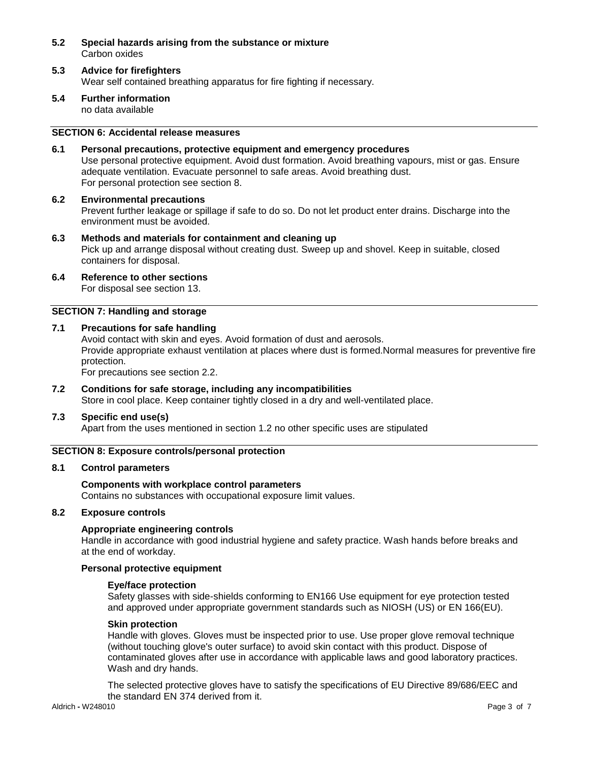**5.2 Special hazards arising from the substance or mixture**
Carbon oxides

**5.3 Advice for firefighters**
Wear self contained breathing apparatus for fire fighting if necessary.

**5.4 Further information**
no data available

## SECTION 6: Accidental release measures

**6.1 Personal precautions, protective equipment and emergency procedures**
Use personal protective equipment. Avoid dust formation. Avoid breathing vapours, mist or gas. Ensure adequate ventilation. Evacuate personnel to safe areas. Avoid breathing dust.
For personal protection see section 8.

**6.2 Environmental precautions**
Prevent further leakage or spillage if safe to do so. Do not let product enter drains. Discharge into the environment must be avoided.

**6.3 Methods and materials for containment and cleaning up**
Pick up and arrange disposal without creating dust. Sweep up and shovel. Keep in suitable, closed containers for disposal.

**6.4 Reference to other sections**
For disposal see section 13.

## SECTION 7: Handling and storage

**7.1 Precautions for safe handling**
Avoid contact with skin and eyes. Avoid formation of dust and aerosols.
Provide appropriate exhaust ventilation at places where dust is formed.Normal measures for preventive fire protection.
For precautions see section 2.2.

**7.2 Conditions for safe storage, including any incompatibilities**
Store in cool place. Keep container tightly closed in a dry and well-ventilated place.

**7.3 Specific end use(s)**
Apart from the uses mentioned in section 1.2 no other specific uses are stipulated

## SECTION 8: Exposure controls/personal protection

**8.1 Control parameters**

**Components with workplace control parameters**
Contains no substances with occupational exposure limit values.

**8.2 Exposure controls**

**Appropriate engineering controls**
Handle in accordance with good industrial hygiene and safety practice. Wash hands before breaks and at the end of workday.

**Personal protective equipment**

**Eye/face protection**
Safety glasses with side-shields conforming to EN166 Use equipment for eye protection tested and approved under appropriate government standards such as NIOSH (US) or EN 166(EU).

**Skin protection**
Handle with gloves. Gloves must be inspected prior to use. Use proper glove removal technique (without touching glove's outer surface) to avoid skin contact with this product. Dispose of contaminated gloves after use in accordance with applicable laws and good laboratory practices. Wash and dry hands.

The selected protective gloves have to satisfy the specifications of EU Directive 89/686/EEC and the standard EN 374 derived from it.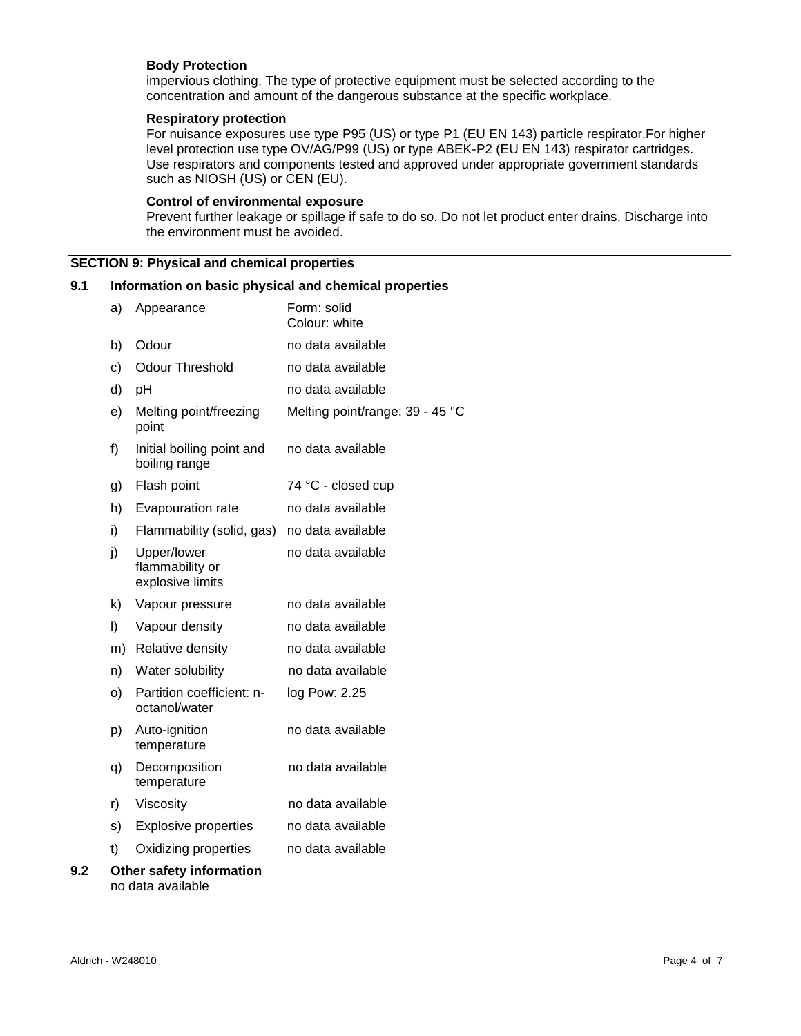**Body Protection**
impervious clothing, The type of protective equipment must be selected according to the concentration and amount of the dangerous substance at the specific workplace.

**Respiratory protection**
For nuisance exposures use type P95 (US) or type P1 (EU EN 143) particle respirator.For higher level protection use type OV/AG/P99 (US) or type ABEK-P2 (EU EN 143) respirator cartridges. Use respirators and components tested and approved under appropriate government standards such as NIOSH (US) or CEN (EU).

**Control of environmental exposure**
Prevent further leakage or spillage if safe to do so. Do not let product enter drains. Discharge into the environment must be avoided.

## SECTION 9: Physical and chemical properties

### 9.1 Information on basic physical and chemical properties

| | | |
|---|---|---|
| a) | Appearance | Form: solid<br>Colour: white |
| b) | Odour | no data available |
| c) | Odour Threshold | no data available |
| d) | pH | no data available |
| e) | Melting point/freezing point | Melting point/range: 39 - 45 °C |
| f) | Initial boiling point and boiling range | no data available |
| g) | Flash point | 74 °C - closed cup |
| h) | Evapouration rate | no data available |
| i) | Flammability (solid, gas) | no data available |
| j) | Upper/lower flammability or explosive limits | no data available |
| k) | Vapour pressure | no data available |
| l) | Vapour density | no data available |
| m) | Relative density | no data available |
| n) | Water solubility | no data available |
| o) | Partition coefficient: n-octanol/water | log Pow: 2.25 |
| p) | Auto-ignition temperature | no data available |
| q) | Decomposition temperature | no data available |
| r) | Viscosity | no data available |
| s) | Explosive properties | no data available |
| t) | Oxidizing properties | no data available |

### 9.2 Other safety information
no data available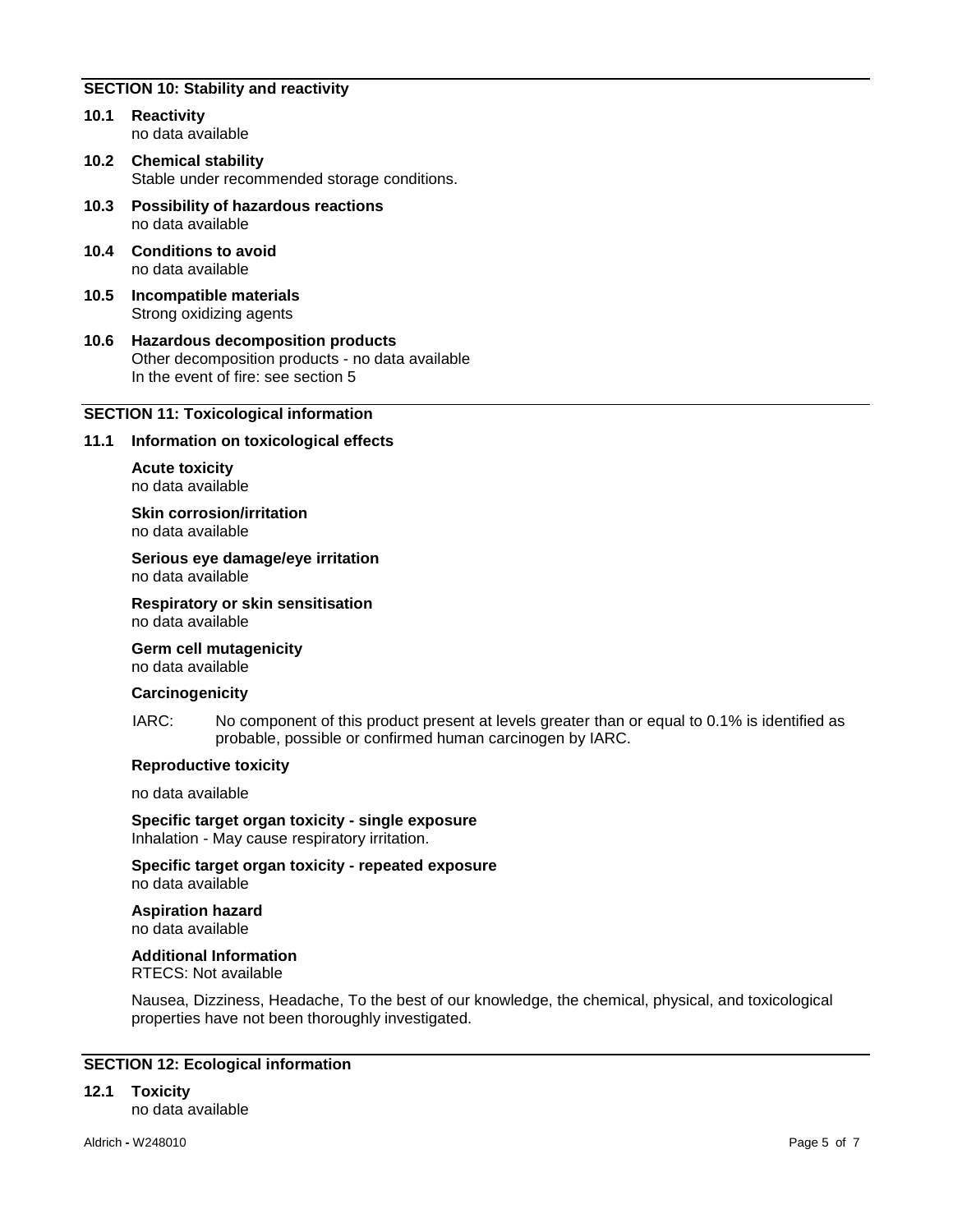## SECTION 10: Stability and reactivity

**10.1 Reactivity**
no data available

**10.2 Chemical stability**
Stable under recommended storage conditions.

**10.3 Possibility of hazardous reactions**
no data available

**10.4 Conditions to avoid**
no data available

**10.5 Incompatible materials**
Strong oxidizing agents

**10.6 Hazardous decomposition products**
Other decomposition products - no data available
In the event of fire: see section 5

## SECTION 11: Toxicological information

**11.1 Information on toxicological effects**

**Acute toxicity**
no data available

**Skin corrosion/irritation**
no data available

**Serious eye damage/eye irritation**
no data available

**Respiratory or skin sensitisation**
no data available

**Germ cell mutagenicity**
no data available

**Carcinogenicity**

IARC: No component of this product present at levels greater than or equal to 0.1% is identified as probable, possible or confirmed human carcinogen by IARC.

**Reproductive toxicity**

no data available

**Specific target organ toxicity - single exposure**
Inhalation - May cause respiratory irritation.

**Specific target organ toxicity - repeated exposure**
no data available

**Aspiration hazard**
no data available

**Additional Information**
RTECS: Not available

Nausea, Dizziness, Headache, To the best of our knowledge, the chemical, physical, and toxicological properties have not been thoroughly investigated.

## SECTION 12: Ecological information

**12.1 Toxicity**
no data available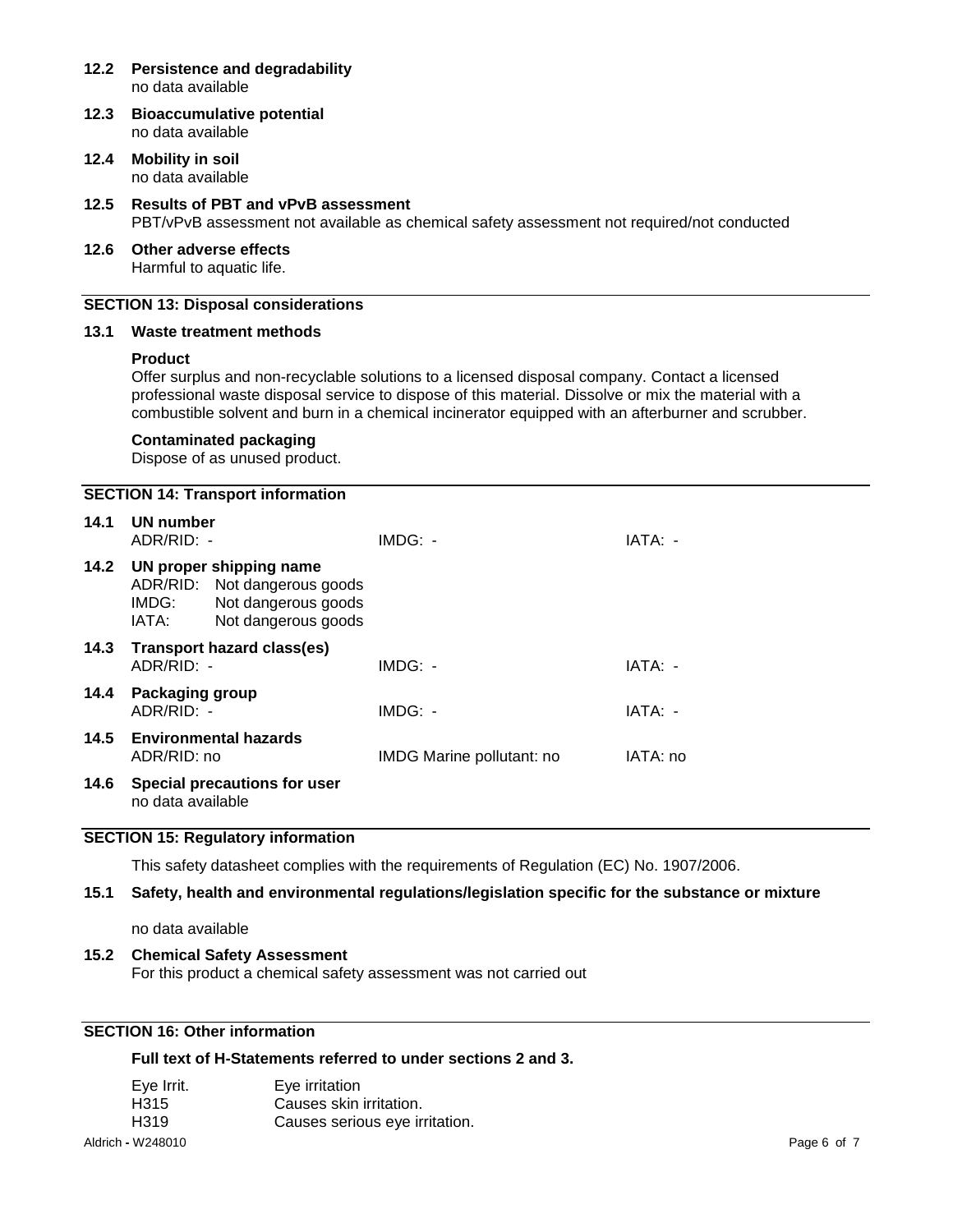**12.2 Persistence and degradability**
no data available

**12.3 Bioaccumulative potential**
no data available

**12.4 Mobility in soil**
no data available

**12.5 Results of PBT and vPvB assessment**
PBT/vPvB assessment not available as chemical safety assessment not required/not conducted

**12.6 Other adverse effects**
Harmful to aquatic life.

## SECTION 13: Disposal considerations

**13.1 Waste treatment methods**

**Product**
Offer surplus and non-recyclable solutions to a licensed disposal company. Contact a licensed professional waste disposal service to dispose of this material. Dissolve or mix the material with a combustible solvent and burn in a chemical incinerator equipped with an afterburner and scrubber.

**Contaminated packaging**
Dispose of as unused product.

## SECTION 14: Transport information

**14.1 UN number**

| ADR/RID: - | IMDG: - | IATA: - |
|---|---|---|

**14.2 UN proper shipping name**
ADR/RID: Not dangerous goods
IMDG: Not dangerous goods
IATA: Not dangerous goods

**14.3 Transport hazard class(es)**

| ADR/RID: - | IMDG: - | IATA: - |
|---|---|---|

**14.4 Packaging group**

| ADR/RID: - | IMDG: - | IATA: - |
|---|---|---|

**14.5 Environmental hazards**

| ADR/RID: no | IMDG Marine pollutant: no | IATA: no |
|---|---|---|

**14.6 Special precautions for user**
no data available

## SECTION 15: Regulatory information

This safety datasheet complies with the requirements of Regulation (EC) No. 1907/2006.

**15.1 Safety, health and environmental regulations/legislation specific for the substance or mixture**

no data available

**15.2 Chemical Safety Assessment**
For this product a chemical safety assessment was not carried out

## SECTION 16: Other information

**Full text of H-Statements referred to under sections 2 and 3.**

| | |
|---|---|
| Eye Irrit. | Eye irritation |
| H315 | Causes skin irritation. |
| H319 | Causes serious eye irritation. |

Aldrich - W248010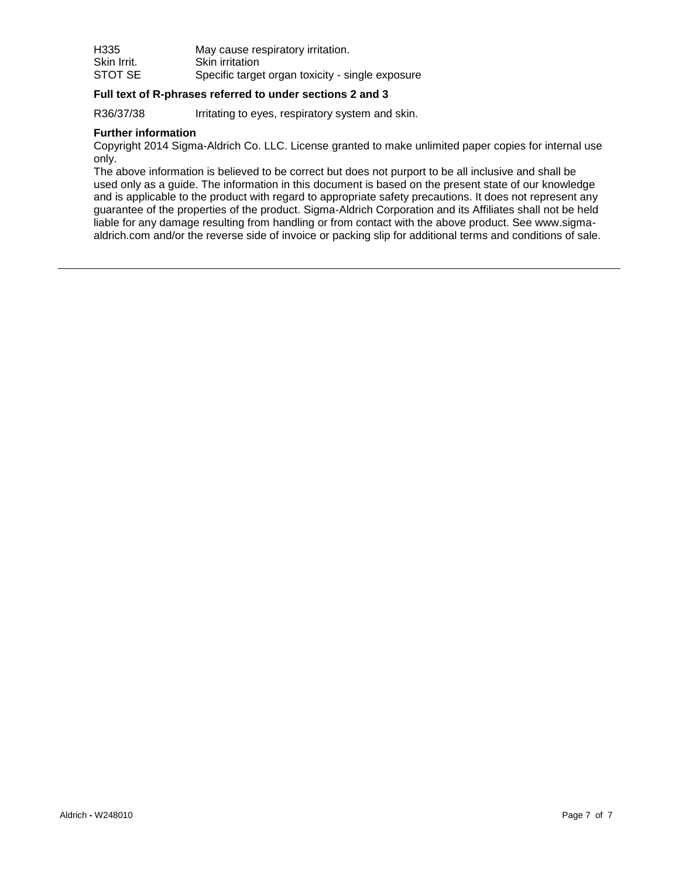| | |
|---|---|
| H335 | May cause respiratory irritation. |
| Skin Irrit. | Skin irritation |
| STOT SE | Specific target organ toxicity - single exposure |

**Full text of R-phrases referred to under sections 2 and 3**

| | |
|---|---|
| R36/37/38 | Irritating to eyes, respiratory system and skin. |

**Further information**

Copyright 2014 Sigma-Aldrich Co. LLC. License granted to make unlimited paper copies for internal use only.

The above information is believed to be correct but does not purport to be all inclusive and shall be used only as a guide. The information in this document is based on the present state of our knowledge and is applicable to the product with regard to appropriate safety precautions. It does not represent any guarantee of the properties of the product. Sigma-Aldrich Corporation and its Affiliates shall not be held liable for any damage resulting from handling or from contact with the above product. See www.sigma-aldrich.com and/or the reverse side of invoice or packing slip for additional terms and conditions of sale.